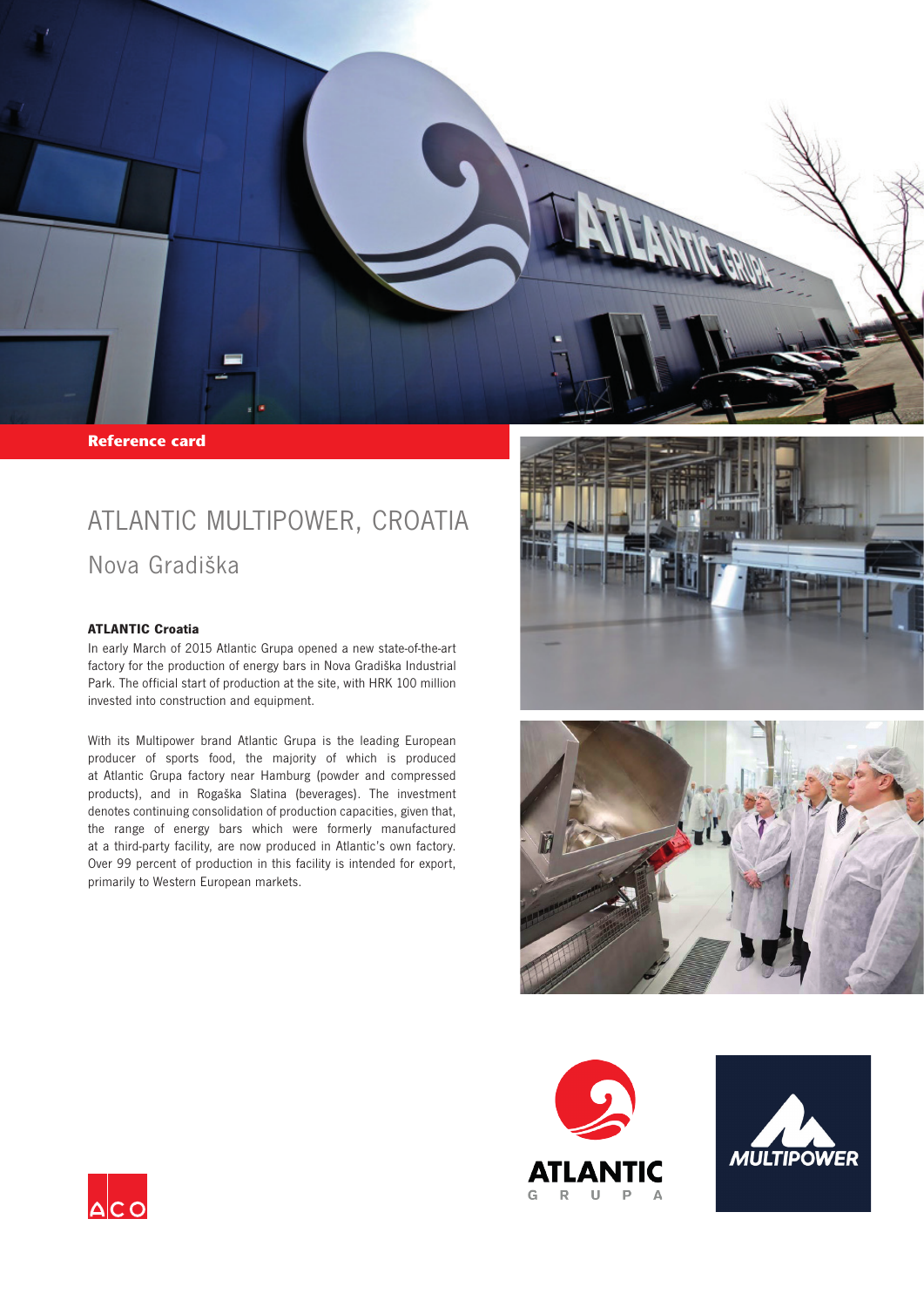**Reference card**

# ATLANTIC MULTIPOWER, CROATIA

## Nova Gradiška

### ATLANTIC Croatia

In early March of 2015 Atlantic Grupa opened a new state-of-the-art factory for the production of energy bars in Nova Gradiška Industrial Park. The official start of production at the site, with HRK 100 million invested into construction and equipment.

With its Multipower brand Atlantic Grupa is the leading European producer of sports food, the majority of which is produced at Atlantic Grupa factory near Hamburg (powder and compressed products), and in Rogaška Slatina (beverages). The investment denotes continuing consolidation of production capacities, given that, the range of energy bars which were formerly manufactured at a third-party facility, are now produced in Atlantic's own factory. Over 99 percent of production in this facility is intended for export, primarily to Western European markets.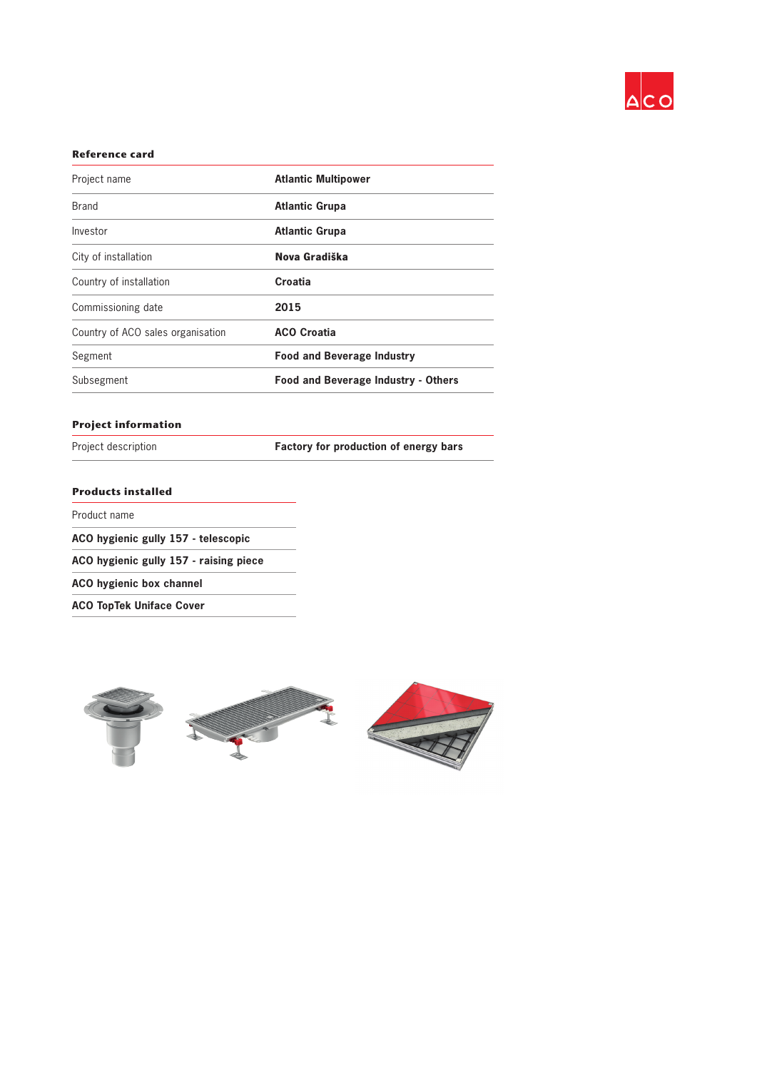### Reference card

| | |
|---|---|
| Project name | **Atlantic Multipower** |
| Brand | **Atlantic Grupa** |
| Investor | **Atlantic Grupa** |
| City of installation | **Nova Gradiška** |
| Country of installation | **Croatia** |
| Commissioning date | **2015** |
| Country of ACO sales organisation | **ACO Croatia** |
| Segment | **Food and Beverage Industry** |
| Subsegment | **Food and Beverage Industry - Others** |

### Project information

| | |
|---|---|
| Project description | **Factory for production of energy bars** |

### Products installed

| Product name |
|---|
| **ACO hygienic gully 157 - telescopic** |
| **ACO hygienic gully 157 - raising piece** |
| **ACO hygienic box channel** |
| **ACO TopTek Uniface Cover** |